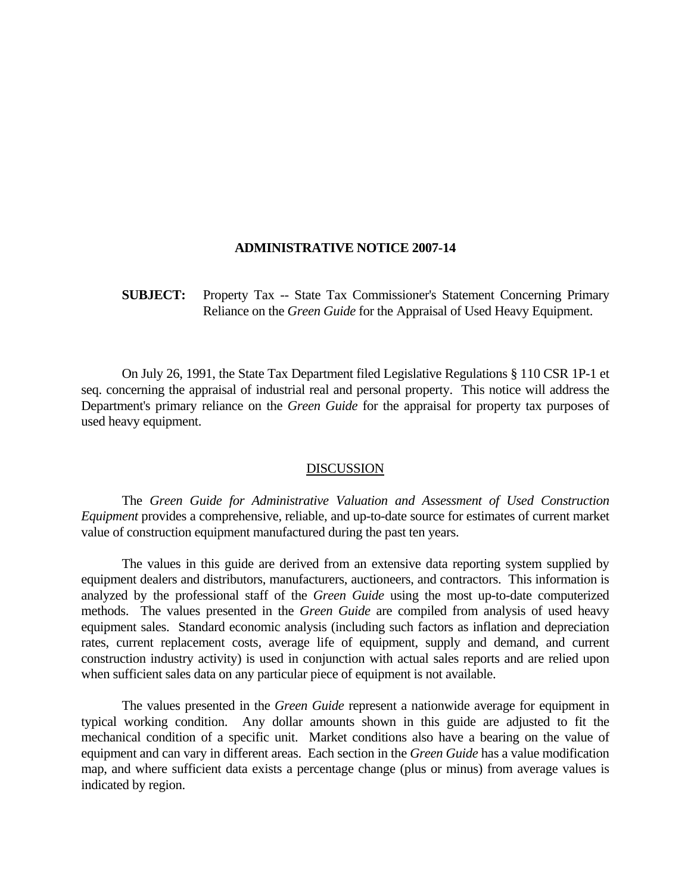# ADMINISTRATIVE NOTICE 2007-14

**SUBJECT:** Property Tax -- State Tax Commissioner's Statement Concerning Primary Reliance on the *Green Guide* for the Appraisal of Used Heavy Equipment.

On July 26, 1991, the State Tax Department filed Legislative Regulations § 110 CSR 1P-1 et seq. concerning the appraisal of industrial real and personal property. This notice will address the Department's primary reliance on the *Green Guide* for the appraisal for property tax purposes of used heavy equipment.

## DISCUSSION

The *Green Guide for Administrative Valuation and Assessment of Used Construction Equipment* provides a comprehensive, reliable, and up-to-date source for estimates of current market value of construction equipment manufactured during the past ten years.

The values in this guide are derived from an extensive data reporting system supplied by equipment dealers and distributors, manufacturers, auctioneers, and contractors. This information is analyzed by the professional staff of the *Green Guide* using the most up-to-date computerized methods. The values presented in the *Green Guide* are compiled from analysis of used heavy equipment sales. Standard economic analysis (including such factors as inflation and depreciation rates, current replacement costs, average life of equipment, supply and demand, and current construction industry activity) is used in conjunction with actual sales reports and are relied upon when sufficient sales data on any particular piece of equipment is not available.

The values presented in the *Green Guide* represent a nationwide average for equipment in typical working condition. Any dollar amounts shown in this guide are adjusted to fit the mechanical condition of a specific unit. Market conditions also have a bearing on the value of equipment and can vary in different areas. Each section in the *Green Guide* has a value modification map, and where sufficient data exists a percentage change (plus or minus) from average values is indicated by region.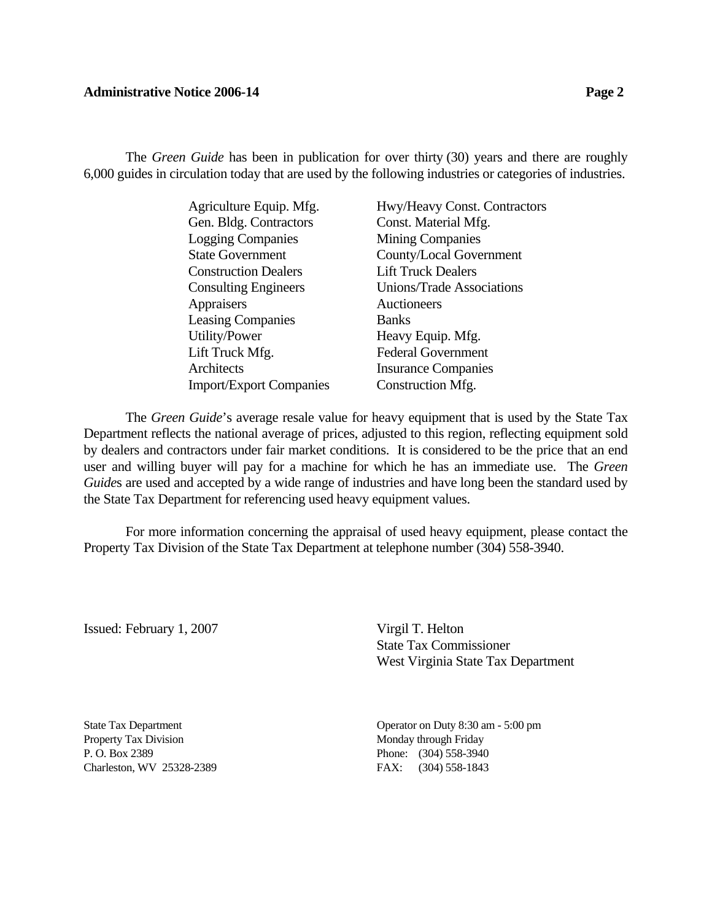The *Green Guide* has been in publication for over thirty (30) years and there are roughly 6,000 guides in circulation today that are used by the following industries or categories of industries.

| | |
|---|---|
| Agriculture Equip. Mfg. | Hwy/Heavy Const. Contractors |
| Gen. Bldg. Contractors | Const. Material Mfg. |
| Logging Companies | Mining Companies |
| State Government | County/Local Government |
| Construction Dealers | Lift Truck Dealers |
| Consulting Engineers | Unions/Trade Associations |
| Appraisers | Auctioneers |
| Leasing Companies | Banks |
| Utility/Power | Heavy Equip. Mfg. |
| Lift Truck Mfg. | Federal Government |
| Architects | Insurance Companies |
| Import/Export Companies | Construction Mfg. |

The *Green Guide*'s average resale value for heavy equipment that is used by the State Tax Department reflects the national average of prices, adjusted to this region, reflecting equipment sold by dealers and contractors under fair market conditions. It is considered to be the price that an end user and willing buyer will pay for a machine for which he has an immediate use. The *Green Guide*s are used and accepted by a wide range of industries and have long been the standard used by the State Tax Department for referencing used heavy equipment values.

For more information concerning the appraisal of used heavy equipment, please contact the Property Tax Division of the State Tax Department at telephone number (304) 558-3940.

Issued: February 1, 2007

Virgil T. Helton
State Tax Commissioner
West Virginia State Tax Department

State Tax Department
Property Tax Division
P. O. Box 2389
Charleston, WV 25328-2389

Operator on Duty 8:30 am - 5:00 pm
Monday through Friday
Phone: (304) 558-3940
FAX: (304) 558-1843